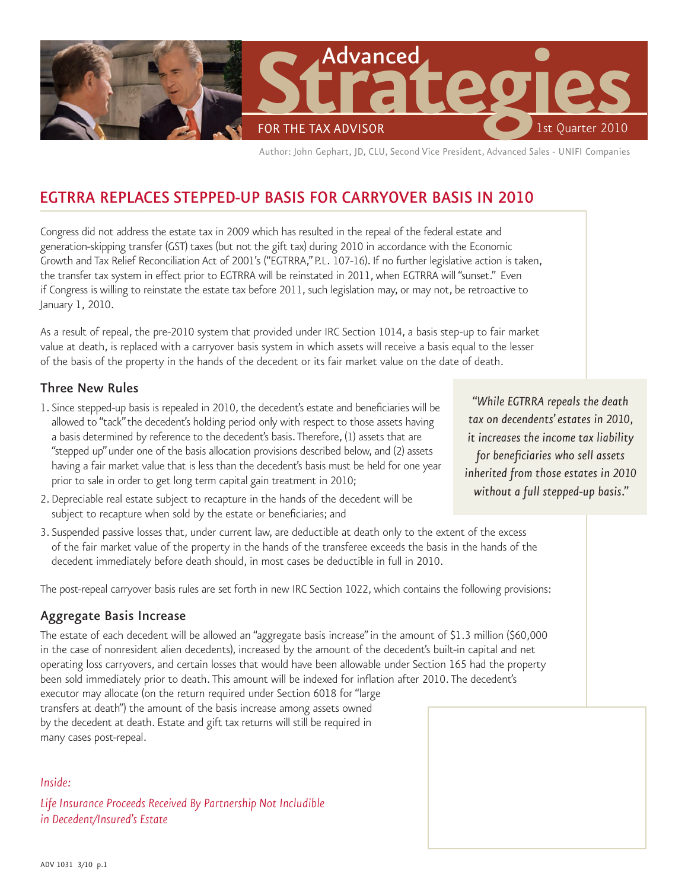# Advanced Strategies

FOR THE TAX ADVISOR — 1st Quarter 2010

Author: John Gephart, JD, CLU, Second Vice President, Advanced Sales - UNIFI Companies

## EGTRRA REPLACES STEPPED-UP BASIS FOR CARRYOVER BASIS IN 2010

Congress did not address the estate tax in 2009 which has resulted in the repeal of the federal estate and generation-skipping transfer (GST) taxes (but not the gift tax) during 2010 in accordance with the Economic Growth and Tax Relief Reconciliation Act of 2001's ("EGTRRA," P.L. 107-16). If no further legislative action is taken, the transfer tax system in effect prior to EGTRRA will be reinstated in 2011, when EGTRRA will "sunset." Even if Congress is willing to reinstate the estate tax before 2011, such legislation may, or may not, be retroactive to January 1, 2010.

As a result of repeal, the pre-2010 system that provided under IRC Section 1014, a basis step-up to fair market value at death, is replaced with a carryover basis system in which assets will receive a basis equal to the lesser of the basis of the property in the hands of the decedent or its fair market value on the date of death.

### Three New Rules

1. Since stepped-up basis is repealed in 2010, the decedent's estate and beneficiaries will be allowed to "tack" the decedent's holding period only with respect to those assets having a basis determined by reference to the decedent's basis. Therefore, (1) assets that are "stepped up" under one of the basis allocation provisions described below, and (2) assets having a fair market value that is less than the decedent's basis must be held for one year prior to sale in order to get long term capital gain treatment in 2010;
2. Depreciable real estate subject to recapture in the hands of the decedent will be subject to recapture when sold by the estate or beneficiaries; and
3. Suspended passive losses that, under current law, are deductible at death only to the extent of the excess of the fair market value of the property in the hands of the transferee exceeds the basis in the hands of the decedent immediately before death should, in most cases be deductible in full in 2010.

> *"While EGTRRA repeals the death tax on decendents' estates in 2010, it increases the income tax liability for beneficiaries who sell assets inherited from those estates in 2010 without a full stepped-up basis."*

The post-repeal carryover basis rules are set forth in new IRC Section 1022, which contains the following provisions:

### Aggregate Basis Increase

The estate of each decedent will be allowed an "aggregate basis increase" in the amount of $1.3 million ($60,000 in the case of nonresident alien decedents), increased by the amount of the decedent's built-in capital and net operating loss carryovers, and certain losses that would have been allowable under Section 165 had the property been sold immediately prior to death. This amount will be indexed for inflation after 2010. The decedent's executor may allocate (on the return required under Section 6018 for "large transfers at death") the amount of the basis increase among assets owned by the decedent at death. Estate and gift tax returns will still be required in many cases post-repeal.

*Inside:*

*Life Insurance Proceeds Received By Partnership Not Includible in Decedent/Insured's Estate*

ADV 1031 3/10 p.1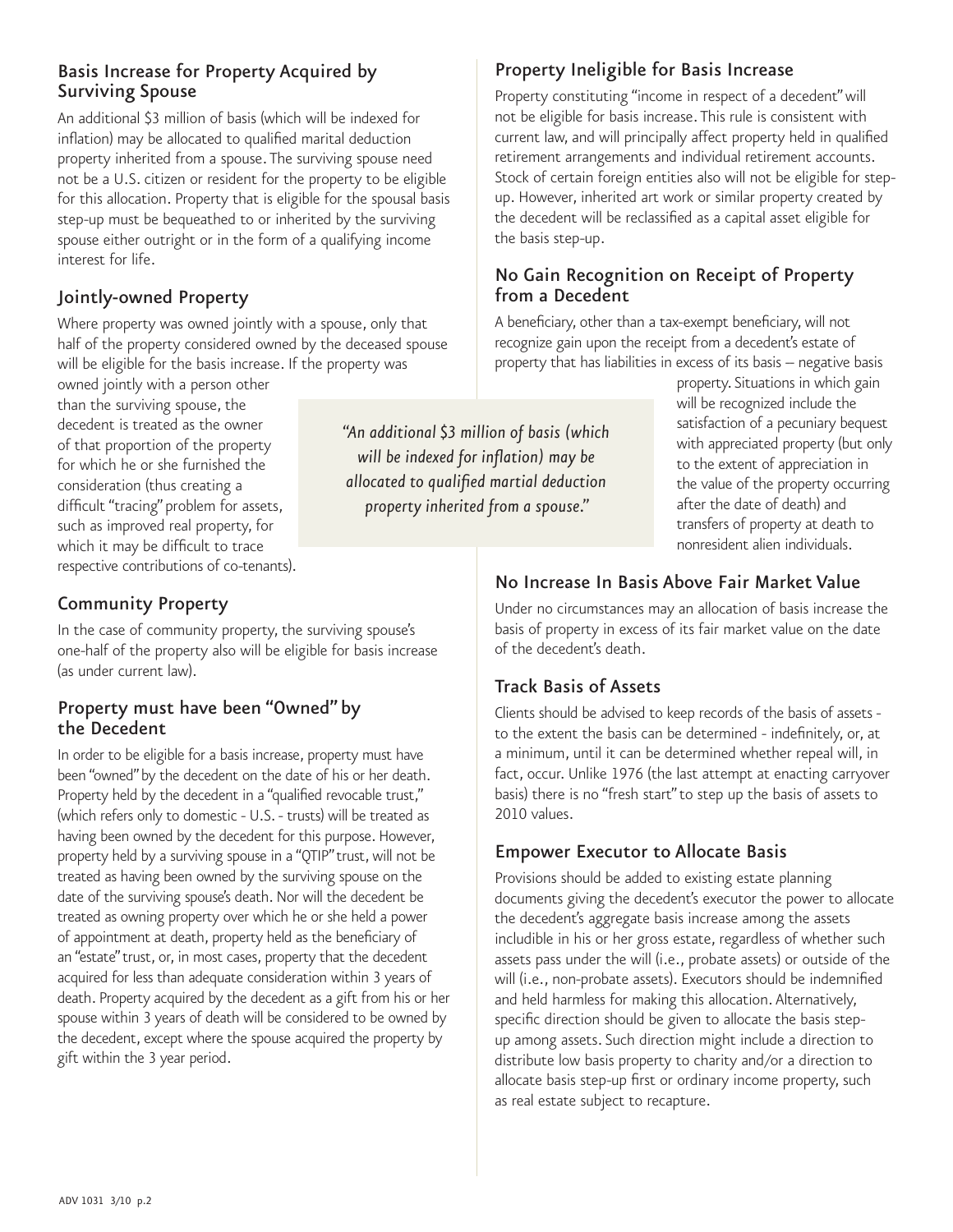## Basis Increase for Property Acquired by Surviving Spouse

An additional $3 million of basis (which will be indexed for inflation) may be allocated to qualified marital deduction property inherited from a spouse. The surviving spouse need not be a U.S. citizen or resident for the property to be eligible for this allocation. Property that is eligible for the spousal basis step-up must be bequeathed to or inherited by the surviving spouse either outright or in the form of a qualifying income interest for life.

## Jointly-owned Property

Where property was owned jointly with a spouse, only that half of the property considered owned by the deceased spouse will be eligible for the basis increase. If the property was owned jointly with a person other than the surviving spouse, the decedent is treated as the owner of that proportion of the property for which he or she furnished the consideration (thus creating a difficult "tracing" problem for assets, such as improved real property, for which it may be difficult to trace respective contributions of co-tenants).

> *"An additional $3 million of basis (which will be indexed for inflation) may be allocated to qualified martial deduction property inherited from a spouse."*

## Community Property

In the case of community property, the surviving spouse's one-half of the property also will be eligible for basis increase (as under current law).

## Property must have been "Owned" by the Decedent

In order to be eligible for a basis increase, property must have been "owned" by the decedent on the date of his or her death. Property held by the decedent in a "qualified revocable trust," (which refers only to domestic - U.S. - trusts) will be treated as having been owned by the decedent for this purpose. However, property held by a surviving spouse in a "QTIP" trust, will not be treated as having been owned by the surviving spouse on the date of the surviving spouse's death. Nor will the decedent be treated as owning property over which he or she held a power of appointment at death, property held as the beneficiary of an "estate" trust, or, in most cases, property that the decedent acquired for less than adequate consideration within 3 years of death. Property acquired by the decedent as a gift from his or her spouse within 3 years of death will be considered to be owned by the decedent, except where the spouse acquired the property by gift within the 3 year period.

## Property Ineligible for Basis Increase

Property constituting "income in respect of a decedent" will not be eligible for basis increase. This rule is consistent with current law, and will principally affect property held in qualified retirement arrangements and individual retirement accounts. Stock of certain foreign entities also will not be eligible for step-up. However, inherited art work or similar property created by the decedent will be reclassified as a capital asset eligible for the basis step-up.

## No Gain Recognition on Receipt of Property from a Decedent

A beneficiary, other than a tax-exempt beneficiary, will not recognize gain upon the receipt from a decedent's estate of property that has liabilities in excess of its basis – negative basis property. Situations in which gain will be recognized include the satisfaction of a pecuniary bequest with appreciated property (but only to the extent of appreciation in the value of the property occurring after the date of death) and transfers of property at death to nonresident alien individuals.

## No Increase In Basis Above Fair Market Value

Under no circumstances may an allocation of basis increase the basis of property in excess of its fair market value on the date of the decedent's death.

## Track Basis of Assets

Clients should be advised to keep records of the basis of assets - to the extent the basis can be determined - indefinitely, or, at a minimum, until it can be determined whether repeal will, in fact, occur. Unlike 1976 (the last attempt at enacting carryover basis) there is no "fresh start" to step up the basis of assets to 2010 values.

## Empower Executor to Allocate Basis

Provisions should be added to existing estate planning documents giving the decedent's executor the power to allocate the decedent's aggregate basis increase among the assets includible in his or her gross estate, regardless of whether such assets pass under the will (i.e., probate assets) or outside of the will (i.e., non-probate assets). Executors should be indemnified and held harmless for making this allocation. Alternatively, specific direction should be given to allocate the basis step-up among assets. Such direction might include a direction to distribute low basis property to charity and/or a direction to allocate basis step-up first or ordinary income property, such as real estate subject to recapture.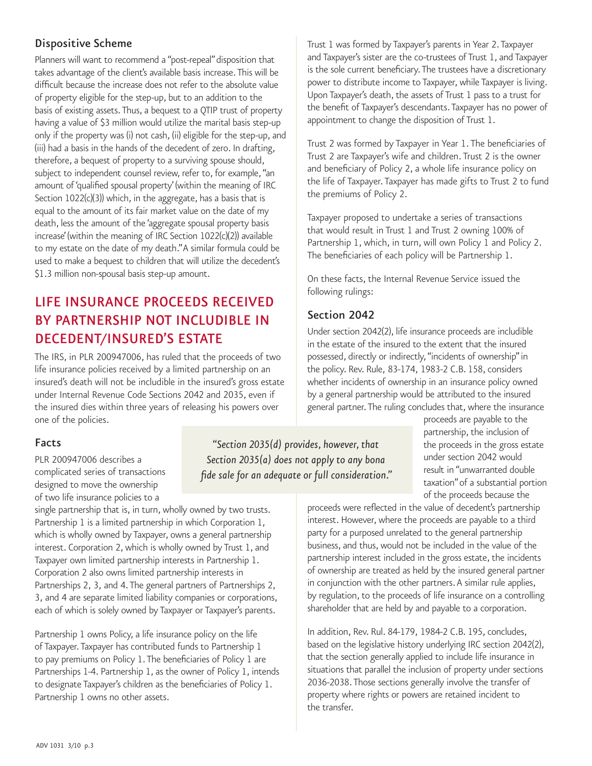### Dispositive Scheme

Planners will want to recommend a "post-repeal" disposition that takes advantage of the client's available basis increase. This will be difficult because the increase does not refer to the absolute value of property eligible for the step-up, but to an addition to the basis of existing assets. Thus, a bequest to a QTIP trust of property having a value of $3 million would utilize the marital basis step-up only if the property was (i) not cash, (ii) eligible for the step-up, and (iii) had a basis in the hands of the decedent of zero. In drafting, therefore, a bequest of property to a surviving spouse should, subject to independent counsel review, refer to, for example, "an amount of 'qualified spousal property' (within the meaning of IRC Section 1022(c)(3)) which, in the aggregate, has a basis that is equal to the amount of its fair market value on the date of my death, less the amount of the 'aggregate spousal property basis increase' (within the meaning of IRC Section 1022(c)(2)) available to my estate on the date of my death." A similar formula could be used to make a bequest to children that will utilize the decedent's $1.3 million non-spousal basis step-up amount.

## LIFE INSURANCE PROCEEDS RECEIVED BY PARTNERSHIP NOT INCLUDIBLE IN DECEDENT/INSURED'S ESTATE

The IRS, in PLR 200947006, has ruled that the proceeds of two life insurance policies received by a limited partnership on an insured's death will not be includible in the insured's gross estate under Internal Revenue Code Sections 2042 and 2035, even if the insured dies within three years of releasing his powers over one of the policies.

### Facts

PLR 200947006 describes a complicated series of transactions designed to move the ownership of two life insurance policies to a single partnership that is, in turn, wholly owned by two trusts. Partnership 1 is a limited partnership in which Corporation 1, which is wholly owned by Taxpayer, owns a general partnership interest. Corporation 2, which is wholly owned by Trust 1, and Taxpayer own limited partnership interests in Partnership 1. Corporation 2 also owns limited partnership interests in Partnerships 2, 3, and 4. The general partners of Partnerships 2, 3, and 4 are separate limited liability companies or corporations, each of which is solely owned by Taxpayer or Taxpayer's parents.

Partnership 1 owns Policy, a life insurance policy on the life of Taxpayer. Taxpayer has contributed funds to Partnership 1 to pay premiums on Policy 1. The beneficiaries of Policy 1 are Partnerships 1-4. Partnership 1, as the owner of Policy 1, intends to designate Taxpayer's children as the beneficiaries of Policy 1. Partnership 1 owns no other assets.

Trust 1 was formed by Taxpayer's parents in Year 2. Taxpayer and Taxpayer's sister are the co-trustees of Trust 1, and Taxpayer is the sole current beneficiary. The trustees have a discretionary power to distribute income to Taxpayer, while Taxpayer is living. Upon Taxpayer's death, the assets of Trust 1 pass to a trust for the benefit of Taxpayer's descendants. Taxpayer has no power of appointment to change the disposition of Trust 1.

Trust 2 was formed by Taxpayer in Year 1. The beneficiaries of Trust 2 are Taxpayer's wife and children. Trust 2 is the owner and beneficiary of Policy 2, a whole life insurance policy on the life of Taxpayer. Taxpayer has made gifts to Trust 2 to fund the premiums of Policy 2.

Taxpayer proposed to undertake a series of transactions that would result in Trust 1 and Trust 2 owning 100% of Partnership 1, which, in turn, will own Policy 1 and Policy 2. The beneficiaries of each policy will be Partnership 1.

On these facts, the Internal Revenue Service issued the following rulings:

### Section 2042

Under section 2042(2), life insurance proceeds are includible in the estate of the insured to the extent that the insured possessed, directly or indirectly, "incidents of ownership" in the policy. Rev. Rule, 83-174, 1983-2 C.B. 158, considers whether incidents of ownership in an insurance policy owned by a general partnership would be attributed to the insured general partner. The ruling concludes that, where the insurance proceeds are payable to the partnership, the inclusion of the proceeds in the gross estate under section 2042 would result in "unwarranted double taxation" of a substantial portion of the proceeds because the proceeds were reflected in the value of decedent's partnership interest. However, where the proceeds are payable to a third party for a purposed unrelated to the general partnership business, and thus, would not be included in the value of the partnership interest included in the gross estate, the incidents of ownership are treated as held by the insured general partner in conjunction with the other partners. A similar rule applies, by regulation, to the proceeds of life insurance on a controlling shareholder that are held by and payable to a corporation.

*"Section 2035(d) provides, however, that Section 2035(a) does not apply to any bona fide sale for an adequate or full consideration."*

In addition, Rev. Rul. 84-179, 1984-2 C.B. 195, concludes, based on the legislative history underlying IRC section 2042(2), that the section generally applied to include life insurance in situations that parallel the inclusion of property under sections 2036-2038. Those sections generally involve the transfer of property where rights or powers are retained incident to the transfer.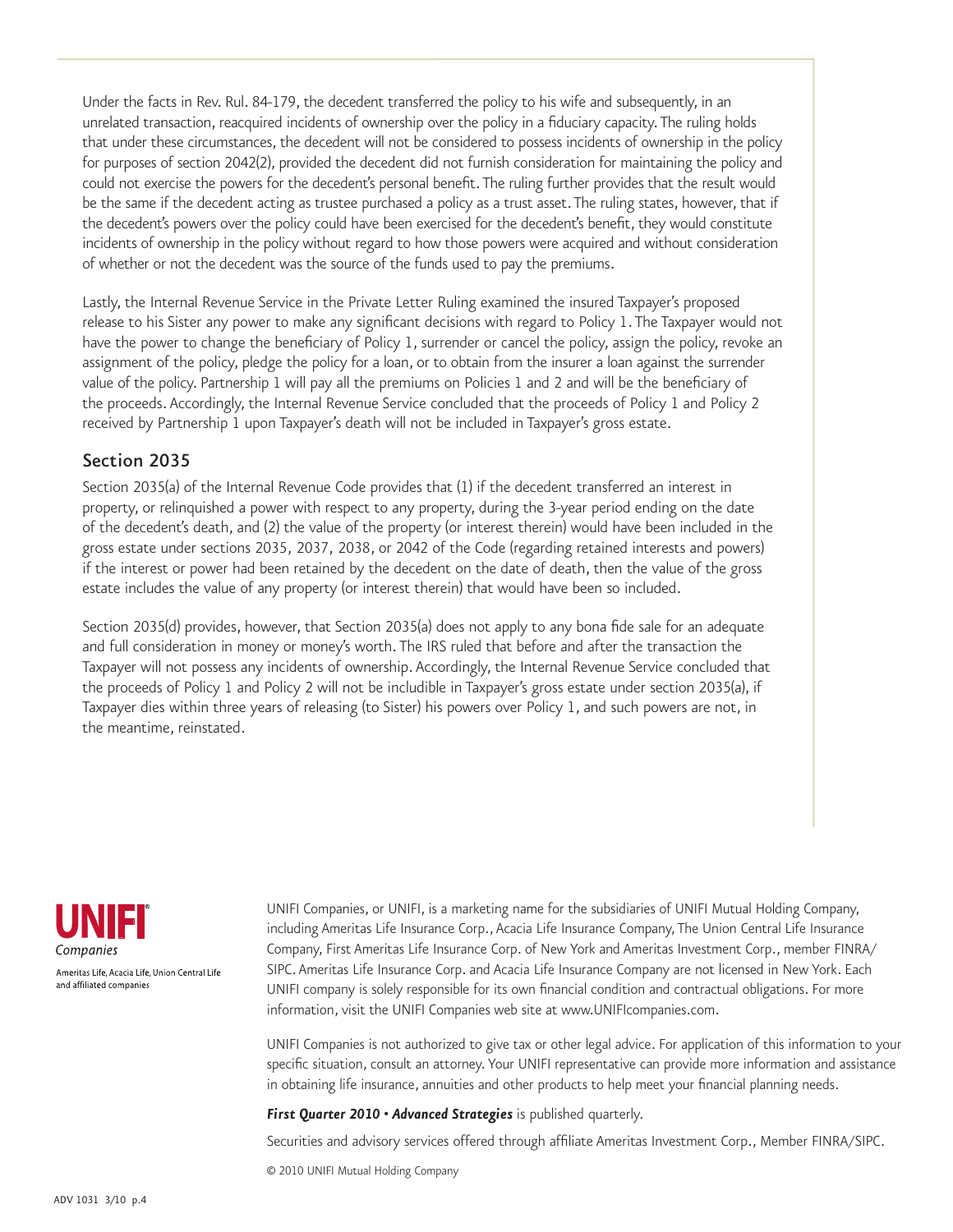Under the facts in Rev. Rul. 84-179, the decedent transferred the policy to his wife and subsequently, in an unrelated transaction, reacquired incidents of ownership over the policy in a fiduciary capacity. The ruling holds that under these circumstances, the decedent will not be considered to possess incidents of ownership in the policy for purposes of section 2042(2), provided the decedent did not furnish consideration for maintaining the policy and could not exercise the powers for the decedent's personal benefit. The ruling further provides that the result would be the same if the decedent acting as trustee purchased a policy as a trust asset. The ruling states, however, that if the decedent's powers over the policy could have been exercised for the decedent's benefit, they would constitute incidents of ownership in the policy without regard to how those powers were acquired and without consideration of whether or not the decedent was the source of the funds used to pay the premiums.

Lastly, the Internal Revenue Service in the Private Letter Ruling examined the insured Taxpayer's proposed release to his Sister any power to make any significant decisions with regard to Policy 1. The Taxpayer would not have the power to change the beneficiary of Policy 1, surrender or cancel the policy, assign the policy, revoke an assignment of the policy, pledge the policy for a loan, or to obtain from the insurer a loan against the surrender value of the policy. Partnership 1 will pay all the premiums on Policies 1 and 2 and will be the beneficiary of the proceeds. Accordingly, the Internal Revenue Service concluded that the proceeds of Policy 1 and Policy 2 received by Partnership 1 upon Taxpayer's death will not be included in Taxpayer's gross estate.

## Section 2035

Section 2035(a) of the Internal Revenue Code provides that (1) if the decedent transferred an interest in property, or relinquished a power with respect to any property, during the 3-year period ending on the date of the decedent's death, and (2) the value of the property (or interest therein) would have been included in the gross estate under sections 2035, 2037, 2038, or 2042 of the Code (regarding retained interests and powers) if the interest or power had been retained by the decedent on the date of death, then the value of the gross estate includes the value of any property (or interest therein) that would have been so included.

Section 2035(d) provides, however, that Section 2035(a) does not apply to any bona fide sale for an adequate and full consideration in money or money's worth. The IRS ruled that before and after the transaction the Taxpayer will not possess any incidents of ownership. Accordingly, the Internal Revenue Service concluded that the proceeds of Policy 1 and Policy 2 will not be includible in Taxpayer's gross estate under section 2035(a), if Taxpayer dies within three years of releasing (to Sister) his powers over Policy 1, and such powers are not, in the meantime, reinstated.

UNIFI® Companies

Ameritas Life, Acacia Life, Union Central Life and affiliated companies

UNIFI Companies, or UNIFI, is a marketing name for the subsidiaries of UNIFI Mutual Holding Company, including Ameritas Life Insurance Corp., Acacia Life Insurance Company, The Union Central Life Insurance Company, First Ameritas Life Insurance Corp. of New York and Ameritas Investment Corp., member FINRA/SIPC. Ameritas Life Insurance Corp. and Acacia Life Insurance Company are not licensed in New York. Each UNIFI company is solely responsible for its own financial condition and contractual obligations. For more information, visit the UNIFI Companies web site at www.UNIFIcompanies.com.

UNIFI Companies is not authorized to give tax or other legal advice. For application of this information to your specific situation, consult an attorney. Your UNIFI representative can provide more information and assistance in obtaining life insurance, annuities and other products to help meet your financial planning needs.

***First Quarter 2010 • Advanced Strategies*** is published quarterly.

Securities and advisory services offered through affiliate Ameritas Investment Corp., Member FINRA/SIPC.

© 2010 UNIFI Mutual Holding Company

ADV 1031 3/10 p.4